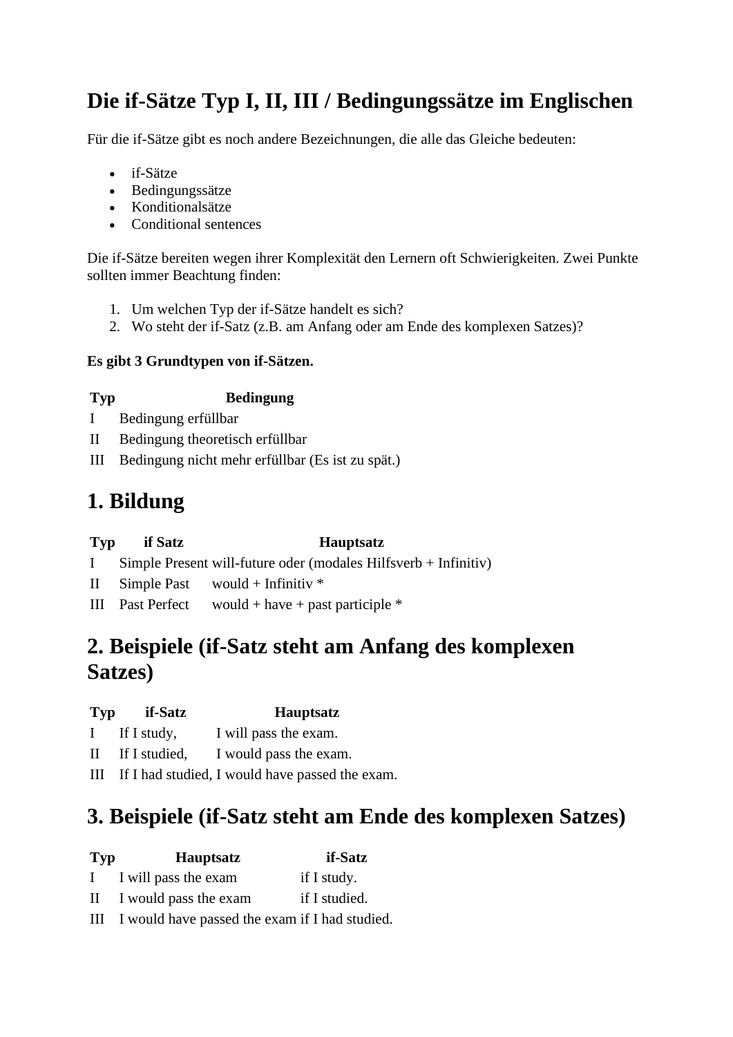# Die if-Sätze Typ I, II, III / Bedingungssätze im Englischen

Für die if-Sätze gibt es noch andere Bezeichnungen, die alle das Gleiche bedeuten:

- if-Sätze
- Bedingungssätze
- Konditionalsätze
- Conditional sentences

Die if-Sätze bereiten wegen ihrer Komplexität den Lernern oft Schwierigkeiten. Zwei Punkte sollten immer Beachtung finden:

1. Um welchen Typ der if-Sätze handelt es sich?
2. Wo steht der if-Satz (z.B. am Anfang oder am Ende des komplexen Satzes)?

**Es gibt 3 Grundtypen von if-Sätzen.**

| Typ | Bedingung |
|---|---|
| I | Bedingung erfüllbar |
| II | Bedingung theoretisch erfüllbar |
| III | Bedingung nicht mehr erfüllbar (Es ist zu spät.) |

## 1. Bildung

| Typ | if Satz | Hauptsatz |
|---|---|---|
| I | Simple Present | will-future oder (modales Hilfsverb + Infinitiv) |
| II | Simple Past | would + Infinitiv * |
| III | Past Perfect | would + have + past participle * |

## 2. Beispiele (if-Satz steht am Anfang des komplexen Satzes)

| Typ | if-Satz | Hauptsatz |
|---|---|---|
| I | If I study, | I will pass the exam. |
| II | If I studied, | I would pass the exam. |
| III | If I had studied, | I would have passed the exam. |

## 3. Beispiele (if-Satz steht am Ende des komplexen Satzes)

| Typ | Hauptsatz | if-Satz |
|---|---|---|
| I | I will pass the exam | if I study. |
| II | I would pass the exam | if I studied. |
| III | I would have passed the exam | if I had studied. |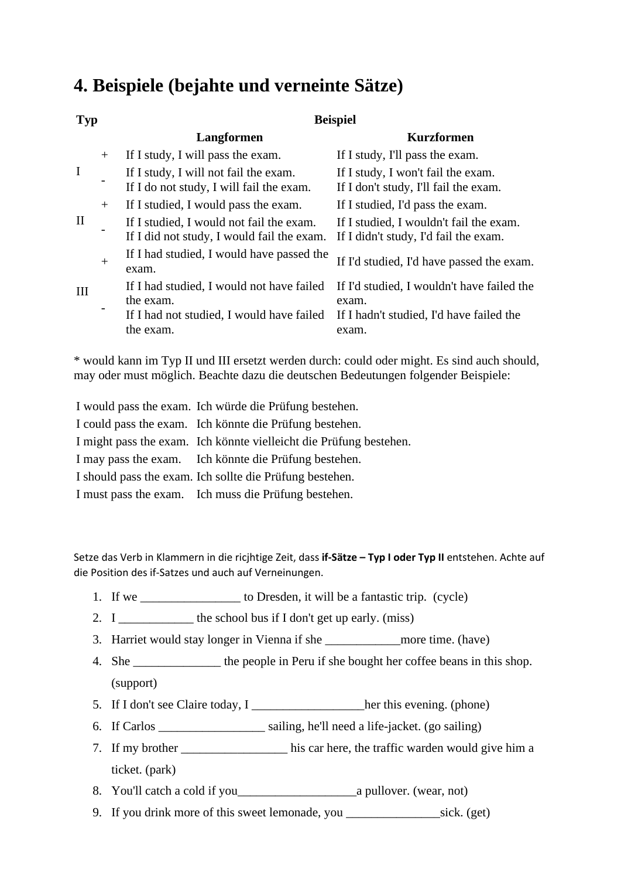# 4. Beispiele (bejahte und verneinte Sätze)

| Typ | | Beispiel | |
|---|---|---|---|
| | | **Langformen** | **Kurzformen** |
| I | + | If I study, I will pass the exam. | If I study, I'll pass the exam. |
| | - | If I study, I will not fail the exam.<br>If I do not study, I will fail the exam. | If I study, I won't fail the exam.<br>If I don't study, I'll fail the exam. |
| II | + | If I studied, I would pass the exam. | If I studied, I'd pass the exam. |
| | - | If I studied, I would not fail the exam.<br>If I did not study, I would fail the exam. | If I studied, I wouldn't fail the exam.<br>If I didn't study, I'd fail the exam. |
| III | + | If I had studied, I would have passed the exam. | If I'd studied, I'd have passed the exam. |
| | - | If I had studied, I would not have failed the exam.<br>If I had not studied, I would have failed the exam. | If I'd studied, I wouldn't have failed the exam.<br>If I hadn't studied, I'd have failed the exam. |

* would kann im Typ II und III ersetzt werden durch: could oder might. Es sind auch should, may oder must möglich. Beachte dazu die deutschen Bedeutungen folgender Beispiele:

| | |
|---|---|
| I would pass the exam. | Ich würde die Prüfung bestehen. |
| I could pass the exam. | Ich könnte die Prüfung bestehen. |
| I might pass the exam. | Ich könnte vielleicht die Prüfung bestehen. |
| I may pass the exam. | Ich könnte die Prüfung bestehen. |
| I should pass the exam. | Ich sollte die Prüfung bestehen. |
| I must pass the exam. | Ich muss die Prüfung bestehen. |

Setze das Verb in Klammern in die ricjhtige Zeit, dass **if-Sätze – Typ I oder Typ II** entstehen. Achte auf die Position des if-Satzes und auch auf Verneinungen.

1. If we ________________ to Dresden, it will be a fantastic trip. (cycle)
2. I ____________ the school bus if I don't get up early. (miss)
3. Harriet would stay longer in Vienna if she ____________more time. (have)
4. She ______________ the people in Peru if she bought her coffee beans in this shop. (support)
5. If I don't see Claire today, I __________________her this evening. (phone)
6. If Carlos _________________ sailing, he'll need a life-jacket. (go sailing)
7. If my brother _________________ his car here, the traffic warden would give him a ticket. (park)
8. You'll catch a cold if you___________________a pullover. (wear, not)
9. If you drink more of this sweet lemonade, you _______________sick. (get)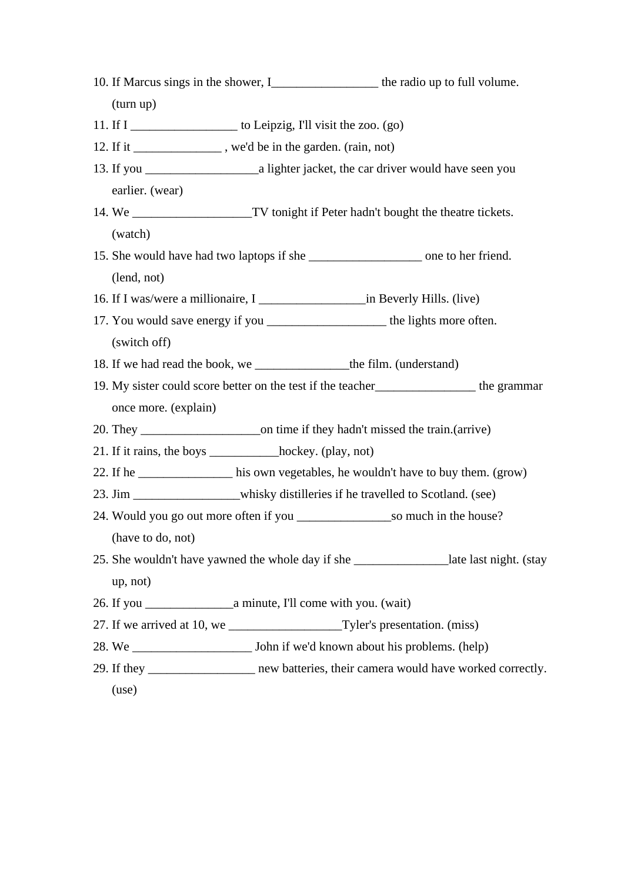10. If Marcus sings in the shower, I_________________ the radio up to full volume. (turn up)
11. If I _________________ to Leipzig, I'll visit the zoo. (go)
12. If it ______________ , we'd be in the garden. (rain, not)
13. If you __________________a lighter jacket, the car driver would have seen you earlier. (wear)
14. We ___________________TV tonight if Peter hadn't bought the theatre tickets. (watch)
15. She would have had two laptops if she __________________ one to her friend. (lend, not)
16. If I was/were a millionaire, I _________________in Beverly Hills. (live)
17. You would save energy if you ___________________ the lights more often. (switch off)
18. If we had read the book, we _______________the film. (understand)
19. My sister could score better on the test if the teacher________________ the grammar once more. (explain)
20. They ___________________on time if they hadn't missed the train.(arrive)
21. If it rains, the boys ___________hockey. (play, not)
22. If he _______________ his own vegetables, he wouldn't have to buy them. (grow)
23. Jim _________________whisky distilleries if he travelled to Scotland. (see)
24. Would you go out more often if you _______________so much in the house? (have to do, not)
25. She wouldn't have yawned the whole day if she _______________late last night. (stay up, not)
26. If you ______________a minute, I'll come with you. (wait)
27. If we arrived at 10, we __________________Tyler's presentation. (miss)
28. We ___________________ John if we'd known about his problems. (help)
29. If they _________________ new batteries, their camera would have worked correctly. (use)